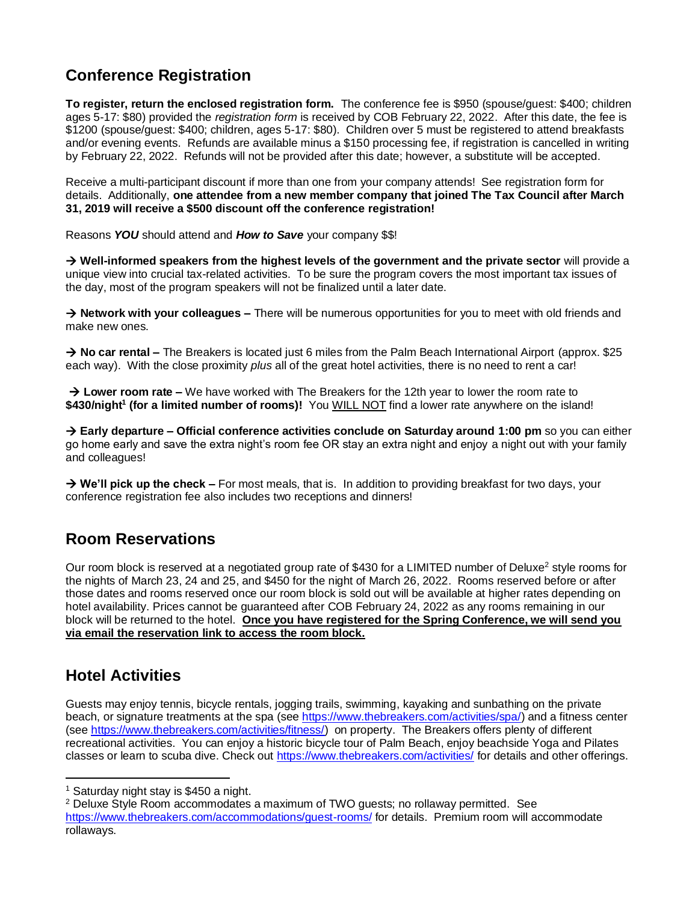## Conference Registration

**To register, return the enclosed registration form.** The conference fee is $950 (spouse/guest: $400; children ages 5-17: $80) provided the *registration form* is received by COB February 22, 2022. After this date, the fee is $1200 (spouse/guest: $400; children, ages 5-17: $80). Children over 5 must be registered to attend breakfasts and/or evening events. Refunds are available minus a $150 processing fee, if registration is cancelled in writing by February 22, 2022. Refunds will not be provided after this date; however, a substitute will be accepted.

Receive a multi-participant discount if more than one from your company attends! See registration form for details. Additionally, **one attendee from a new member company that joined The Tax Council after March 31, 2019 will receive a $500 discount off the conference registration!**

Reasons ***YOU*** should attend and ***How to Save*** your company $$!

**→ Well-informed speakers from the highest levels of the government and the private sector** will provide a unique view into crucial tax-related activities. To be sure the program covers the most important tax issues of the day, most of the program speakers will not be finalized until a later date.

**→ Network with your colleagues –** There will be numerous opportunities for you to meet with old friends and make new ones.

**→ No car rental –** The Breakers is located just 6 miles from the Palm Beach International Airport (approx. $25 each way). With the close proximity *plus* all of the great hotel activities, there is no need to rent a car!

**→ Lower room rate –** We have worked with The Breakers for the 12th year to lower the room rate to **$430/night[1] (for a limited number of rooms)!** You <u>WILL NOT</u> find a lower rate anywhere on the island!

**→ Early departure – Official conference activities conclude on Saturday around 1:00 pm** so you can either go home early and save the extra night's room fee OR stay an extra night and enjoy a night out with your family and colleagues!

**→ We'll pick up the check –** For most meals, that is. In addition to providing breakfast for two days, your conference registration fee also includes two receptions and dinners!

## Room Reservations

Our room block is reserved at a negotiated group rate of $430 for a LIMITED number of Deluxe[2] style rooms for the nights of March 23, 24 and 25, and $450 for the night of March 26, 2022. Rooms reserved before or after those dates and rooms reserved once our room block is sold out will be available at higher rates depending on hotel availability. Prices cannot be guaranteed after COB February 24, 2022 as any rooms remaining in our block will be returned to the hotel. **<u>Once you have registered for the Spring Conference, we will send you via email the reservation link to access the room block.</u>**

## Hotel Activities

Guests may enjoy tennis, bicycle rentals, jogging trails, swimming, kayaking and sunbathing on the private beach, or signature treatments at the spa (see https://www.thebreakers.com/activities/spa/) and a fitness center (see https://www.thebreakers.com/activities/fitness/) on property. The Breakers offers plenty of different recreational activities. You can enjoy a historic bicycle tour of Palm Beach, enjoy beachside Yoga and Pilates classes or learn to scuba dive. Check out https://www.thebreakers.com/activities/ for details and other offerings.

---

[1] Saturday night stay is $450 a night.

[2] Deluxe Style Room accommodates a maximum of TWO guests; no rollaway permitted. See https://www.thebreakers.com/accommodations/guest-rooms/ for details. Premium room will accommodate rollaways.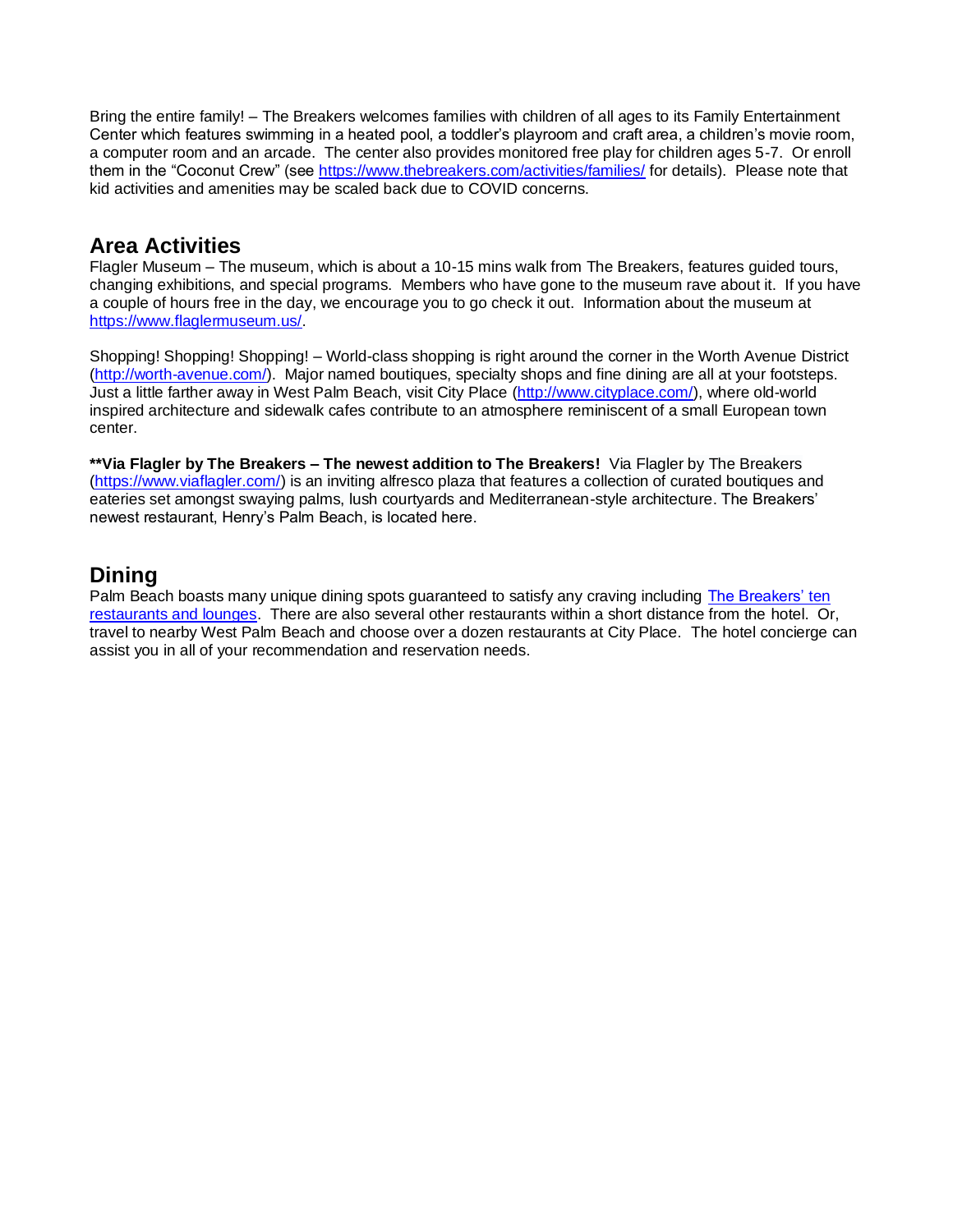Bring the entire family! – The Breakers welcomes families with children of all ages to its Family Entertainment Center which features swimming in a heated pool, a toddler's playroom and craft area, a children's movie room, a computer room and an arcade. The center also provides monitored free play for children ages 5-7. Or enroll them in the "Coconut Crew" (see https://www.thebreakers.com/activities/families/ for details). Please note that kid activities and amenities may be scaled back due to COVID concerns.

## Area Activities

Flagler Museum – The museum, which is about a 10-15 mins walk from The Breakers, features guided tours, changing exhibitions, and special programs. Members who have gone to the museum rave about it. If you have a couple of hours free in the day, we encourage you to go check it out. Information about the museum at https://www.flaglermuseum.us/.

Shopping! Shopping! Shopping! – World-class shopping is right around the corner in the Worth Avenue District (http://worth-avenue.com/). Major named boutiques, specialty shops and fine dining are all at your footsteps. Just a little farther away in West Palm Beach, visit City Place (http://www.cityplace.com/), where old-world inspired architecture and sidewalk cafes contribute to an atmosphere reminiscent of a small European town center.

**\*\*Via Flagler by The Breakers – The newest addition to The Breakers!** Via Flagler by The Breakers (https://www.viaflagler.com/) is an inviting alfresco plaza that features a collection of curated boutiques and eateries set amongst swaying palms, lush courtyards and Mediterranean-style architecture. The Breakers' newest restaurant, Henry's Palm Beach, is located here.

## Dining

Palm Beach boasts many unique dining spots guaranteed to satisfy any craving including The Breakers' ten restaurants and lounges. There are also several other restaurants within a short distance from the hotel. Or, travel to nearby West Palm Beach and choose over a dozen restaurants at City Place. The hotel concierge can assist you in all of your recommendation and reservation needs.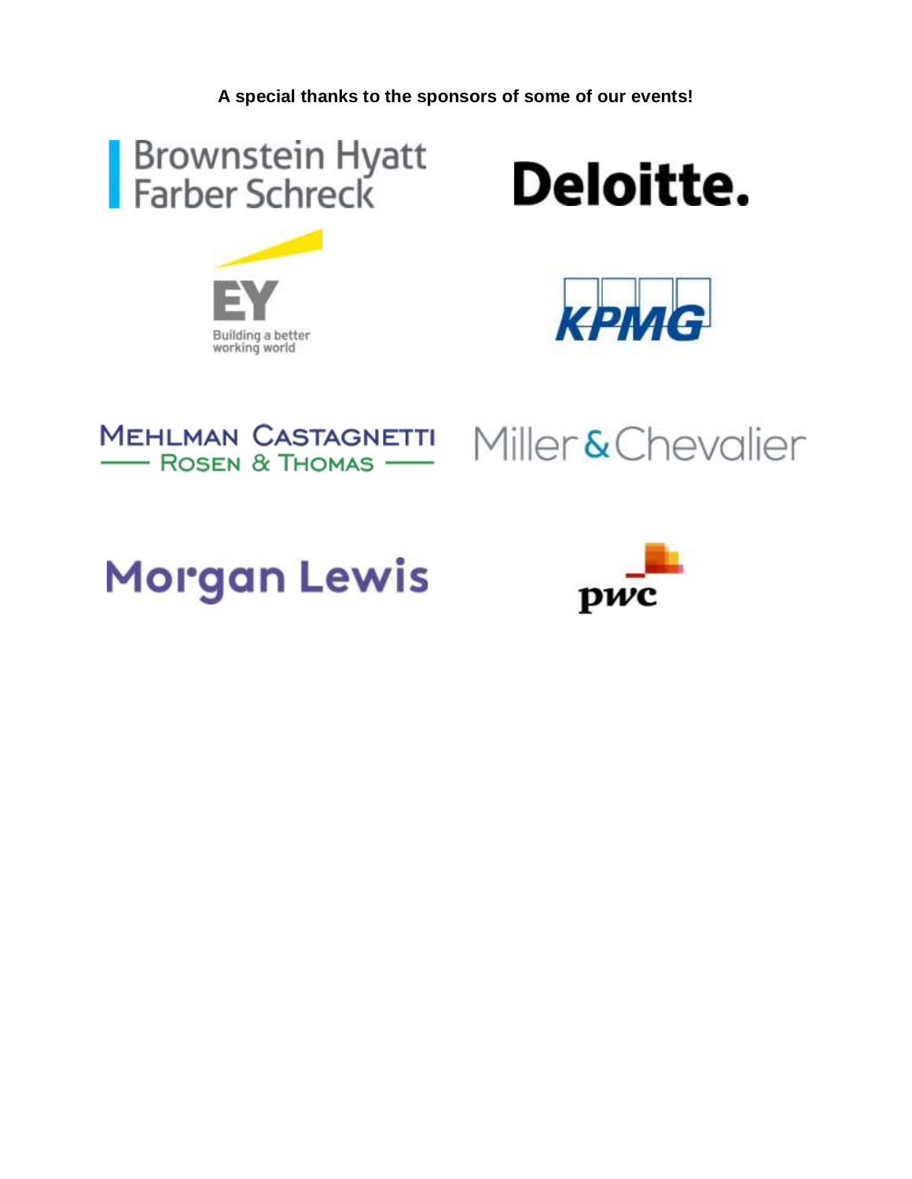**A special thanks to the sponsors of some of our events!**

Brownstein Hyatt Farber Schreck

Deloitte.

EY
Building a better working world

KPMG

Mehlman Castagnetti Rosen & Thomas

Miller & Chevalier

Morgan Lewis

pwc